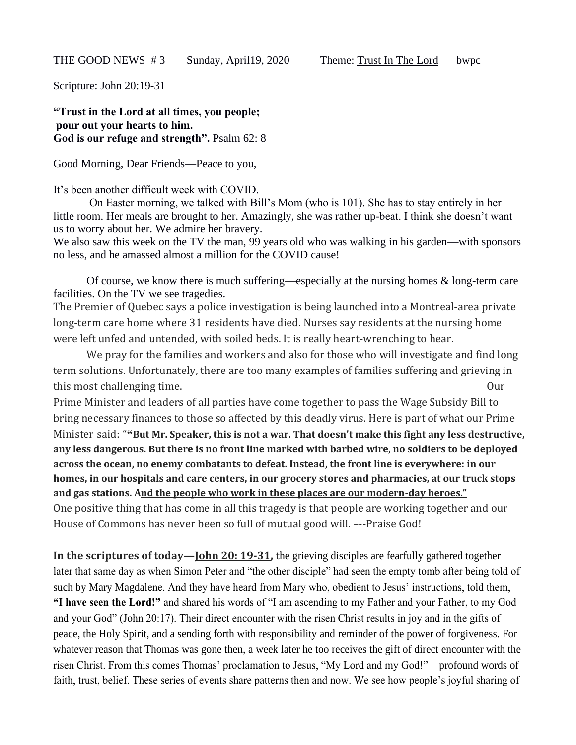THE GOOD NEWS # 3 Sunday, April19, 2020 Theme: Trust In The Lord bwpc

Scripture: John 20:19-31

**"Trust in the Lord at all times, you people;**
**pour out your hearts to him.**
**God is our refuge and strength".** Psalm 62: 8

Good Morning, Dear Friends—Peace to you,

It's been another difficult week with COVID.

On Easter morning, we talked with Bill's Mom (who is 101). She has to stay entirely in her little room. Her meals are brought to her. Amazingly, she was rather up-beat. I think she doesn't want us to worry about her. We admire her bravery.

We also saw this week on the TV the man, 99 years old who was walking in his garden—with sponsors no less, and he amassed almost a million for the COVID cause!

Of course, we know there is much suffering—especially at the nursing homes & long-term care facilities. On the TV we see tragedies.

The Premier of Quebec says a police investigation is being launched into a Montreal-area private long-term care home where 31 residents have died. Nurses say residents at the nursing home were left unfed and untended, with soiled beds. It is really heart-wrenching to hear.

We pray for the families and workers and also for those who will investigate and find long term solutions. Unfortunately, there are too many examples of families suffering and grieving in this most challenging time. Our Prime Minister and leaders of all parties have come together to pass the Wage Subsidy Bill to bring necessary finances to those so affected by this deadly virus. Here is part of what our Prime Minister said: "**"But Mr. Speaker, this is not a war. That doesn't make this fight any less destructive, any less dangerous. But there is no front line marked with barbed wire, no soldiers to be deployed across the ocean, no enemy combatants to defeat. Instead, the front line is everywhere: in our homes, in our hospitals and care centers, in our grocery stores and pharmacies, at our truck stops and gas stations. And the people who work in these places are our modern-day heroes."**

One positive thing that has come in all this tragedy is that people are working together and our House of Commons has never been so full of mutual good will. –--Praise God!

**In the scriptures of today—John 20: 19-31,** the grieving disciples are fearfully gathered together later that same day as when Simon Peter and "the other disciple" had seen the empty tomb after being told of such by Mary Magdalene. And they have heard from Mary who, obedient to Jesus' instructions, told them, **"I have seen the Lord!"** and shared his words of "I am ascending to my Father and your Father, to my God and your God" (John 20:17). Their direct encounter with the risen Christ results in joy and in the gifts of peace, the Holy Spirit, and a sending forth with responsibility and reminder of the power of forgiveness. For whatever reason that Thomas was gone then, a week later he too receives the gift of direct encounter with the risen Christ. From this comes Thomas' proclamation to Jesus, "My Lord and my God!" – profound words of faith, trust, belief. These series of events share patterns then and now. We see how people's joyful sharing of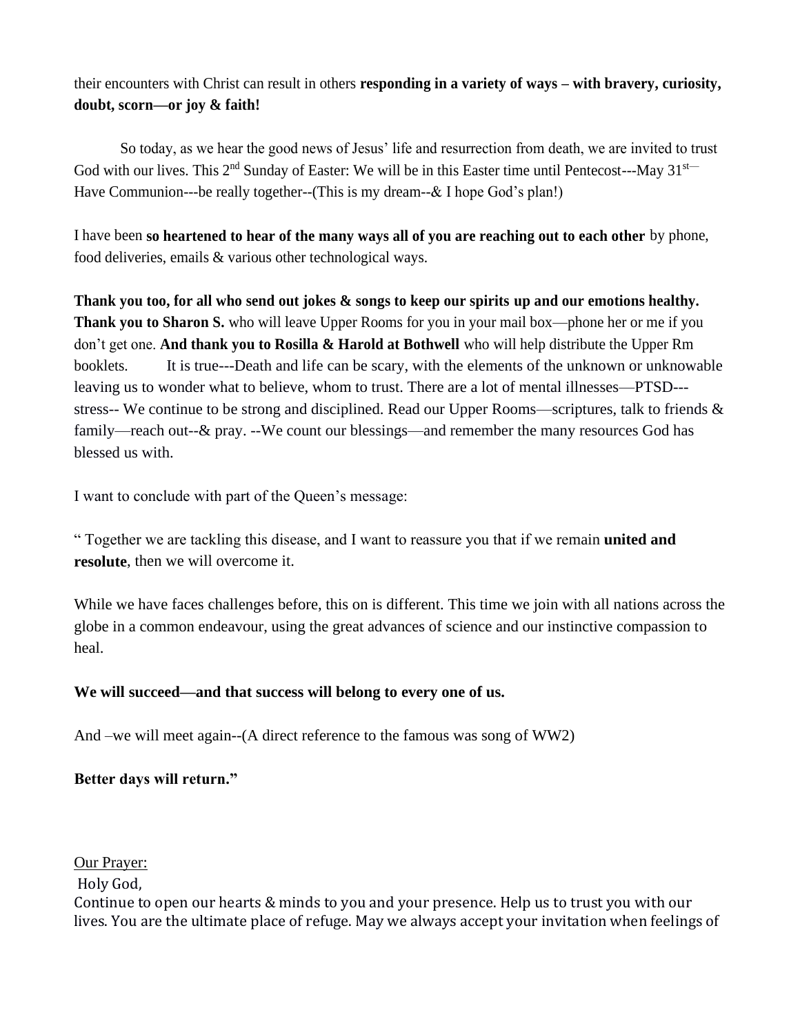their encounters with Christ can result in others **responding in a variety of ways – with bravery, curiosity, doubt, scorn—or joy & faith!**

So today, as we hear the good news of Jesus' life and resurrection from death, we are invited to trust God with our lives. This 2nd Sunday of Easter: We will be in this Easter time until Pentecost---May 31st—Have Communion---be really together--(This is my dream--& I hope God's plan!)

I have been **so heartened to hear of the many ways all of you are reaching out to each other** by phone, food deliveries, emails & various other technological ways.

**Thank you too, for all who send out jokes & songs to keep our spirits up and our emotions healthy. Thank you to Sharon S.** who will leave Upper Rooms for you in your mail box—phone her or me if you don't get one. **And thank you to Rosilla & Harold at Bothwell** who will help distribute the Upper Rm booklets. It is true---Death and life can be scary, with the elements of the unknown or unknowable leaving us to wonder what to believe, whom to trust. There are a lot of mental illnesses—PTSD---stress-- We continue to be strong and disciplined. Read our Upper Rooms—scriptures, talk to friends & family—reach out--& pray. --We count our blessings—and remember the many resources God has blessed us with.

I want to conclude with part of the Queen's message:

" Together we are tackling this disease, and I want to reassure you that if we remain **united and resolute**, then we will overcome it.

While we have faces challenges before, this on is different. This time we join with all nations across the globe in a common endeavour, using the great advances of science and our instinctive compassion to heal.

**We will succeed—and that success will belong to every one of us.**

And –we will meet again--(A direct reference to the famous was song of WW2)

**Better days will return."**

Our Prayer:

Holy God,

Continue to open our hearts & minds to you and your presence. Help us to trust you with our lives. You are the ultimate place of refuge. May we always accept your invitation when feelings of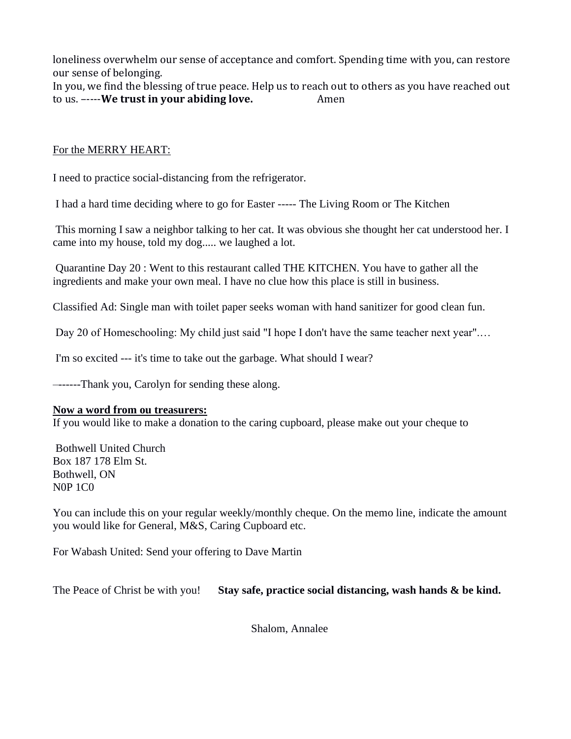loneliness overwhelm our sense of acceptance and comfort. Spending time with you, can restore our sense of belonging.
In you, we find the blessing of true peace. Help us to reach out to others as you have reached out to us. –----**We trust in your abiding love.** Amen

For the MERRY HEART:

I need to practice social-distancing from the refrigerator.

I had a hard time deciding where to go for Easter ----- The Living Room or The Kitchen

This morning I saw a neighbor talking to her cat. It was obvious she thought her cat understood her. I came into my house, told my dog..... we laughed a lot.

Quarantine Day 20 : Went to this restaurant called THE KITCHEN. You have to gather all the ingredients and make your own meal. I have no clue how this place is still in business.

Classified Ad: Single man with toilet paper seeks woman with hand sanitizer for good clean fun.

Day 20 of Homeschooling: My child just said "I hope I don't have the same teacher next year"….

I'm so excited --- it's time to take out the garbage. What should I wear?

–------Thank you, Carolyn for sending these along.

**Now a word from ou treasurers:**
If you would like to make a donation to the caring cupboard, please make out your cheque to

Bothwell United Church
Box 187 178 Elm St.
Bothwell, ON
N0P 1C0

You can include this on your regular weekly/monthly cheque. On the memo line, indicate the amount you would like for General, M&S, Caring Cupboard etc.

For Wabash United: Send your offering to Dave Martin

The Peace of Christ be with you! **Stay safe, practice social distancing, wash hands & be kind.**

Shalom, Annalee